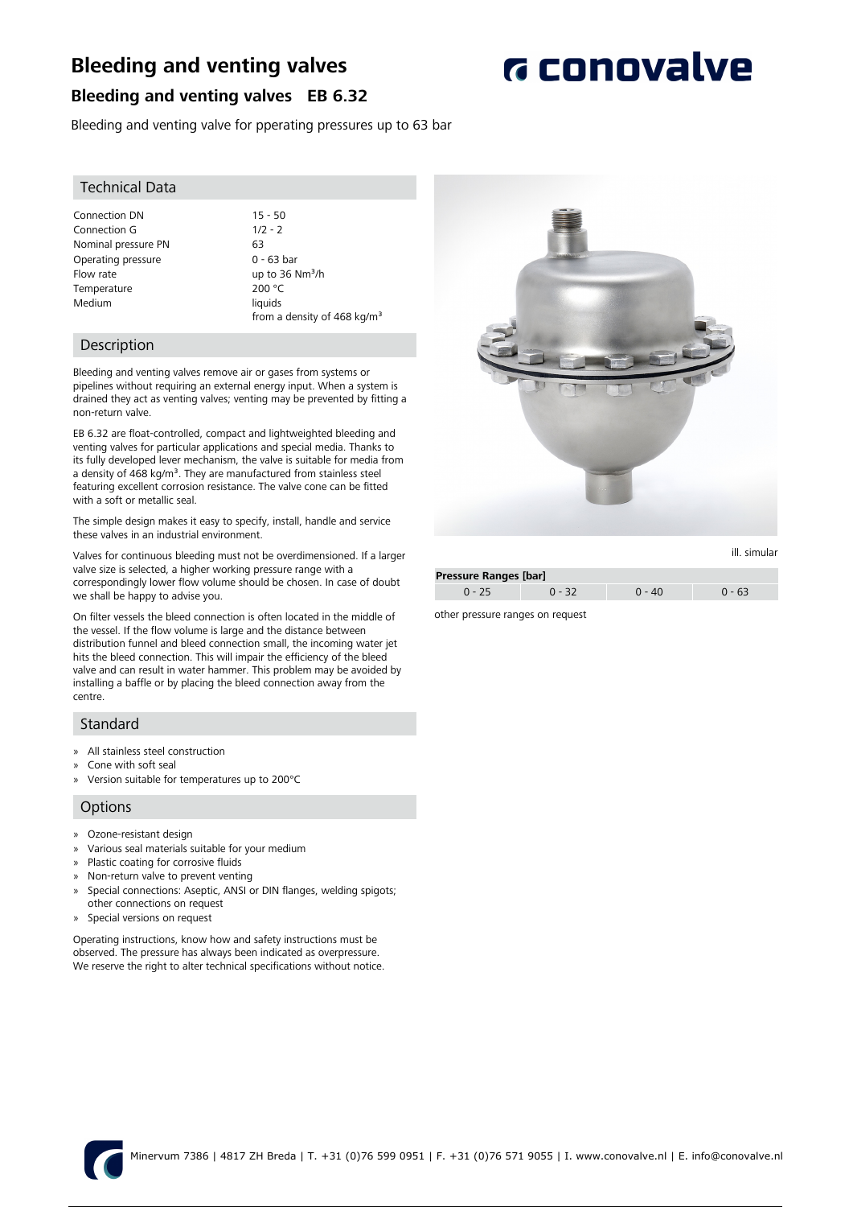# Bleeding and venting valves

## Bleeding and venting valves EB 6.32

Bleeding and venting valve for pperating pressures up to 63 bar

### Technical Data

| | |
|---|---|
| Connection DN | 15 - 50 |
| Connection G | 1/2 - 2 |
| Nominal pressure PN | 63 |
| Operating pressure | 0 - 63 bar |
| Flow rate | up to 36 Nm³/h |
| Temperature | 200 °C |
| Medium | liquids<br>from a density of 468 kg/m³ |

### Description

Bleeding and venting valves remove air or gases from systems or pipelines without requiring an external energy input. When a system is drained they act as venting valves; venting may be prevented by fitting a non-return valve.

EB 6.32 are float-controlled, compact and lightweighted bleeding and venting valves for particular applications and special media. Thanks to its fully developed lever mechanism, the valve is suitable for media from a density of 468 kg/m³. They are manufactured from stainless steel featuring excellent corrosion resistance. The valve cone can be fitted with a soft or metallic seal.

The simple design makes it easy to specify, install, handle and service these valves in an industrial environment.

Valves for continuous bleeding must not be overdimensioned. If a larger valve size is selected, a higher working pressure range with a correspondingly lower flow volume should be chosen. In case of doubt we shall be happy to advise you.

On filter vessels the bleed connection is often located in the middle of the vessel. If the flow volume is large and the distance between distribution funnel and bleed connection small, the incoming water jet hits the bleed connection. This will impair the efficiency of the bleed valve and can result in water hammer. This problem may be avoided by installing a baffle or by placing the bleed connection away from the centre.

### Standard

- All stainless steel construction
- Cone with soft seal
- Version suitable for temperatures up to 200°C

### Options

- Ozone-resistant design
- Various seal materials suitable for your medium
- Plastic coating for corrosive fluids
- Non-return valve to prevent venting
- Special connections: Aseptic, ANSI or DIN flanges, welding spigots; other connections on request
- Special versions on request

Operating instructions, know how and safety instructions must be observed. The pressure has always been indicated as overpressure.
We reserve the right to alter technical specifications without notice.

ill. simular

| Pressure Ranges [bar] | | | |
|---|---|---|---|
| 0 - 25 | 0 - 32 | 0 - 40 | 0 - 63 |

other pressure ranges on request

Minervum 7386 | 4817 ZH Breda | T. +31 (0)76 599 0951 | F. +31 (0)76 571 9055 | I. www.conovalve.nl | E. info@conovalve.nl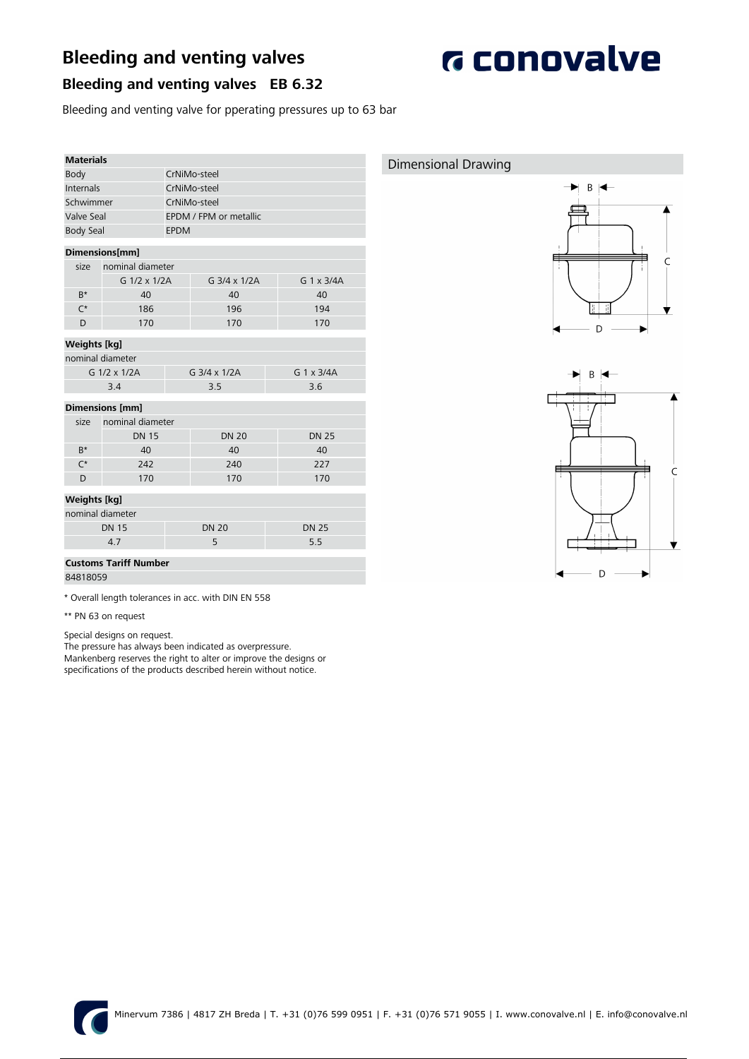# Bleeding and venting valves

## Bleeding and venting valves EB 6.32

Bleeding and venting valve for pperating pressures up to 63 bar

| Materials | |
|---|---|
| Body | CrNiMo-steel |
| Internals | CrNiMo-steel |
| Schwimmer | CrNiMo-steel |
| Valve Seal | EPDM / FPM or metallic |
| Body Seal | EPDM |

**Dimensions[mm]**

| size | nominal diameter | | |
|---|---|---|---|
| | G 1/2 x 1/2A | G 3/4 x 1/2A | G 1 x 3/4A |
| B* | 40 | 40 | 40 |
| C* | 186 | 196 | 194 |
| D | 170 | 170 | 170 |

**Weights [kg]**

| nominal diameter | | |
|---|---|---|
| G 1/2 x 1/2A | G 3/4 x 1/2A | G 1 x 3/4A |
| 3.4 | 3.5 | 3.6 |

**Dimensions [mm]**

| size | nominal diameter | | |
|---|---|---|---|
| | DN 15 | DN 20 | DN 25 |
| B* | 40 | 40 | 40 |
| C* | 242 | 240 | 227 |
| D | 170 | 170 | 170 |

**Weights [kg]**

| nominal diameter | | |
|---|---|---|
| DN 15 | DN 20 | DN 25 |
| 4.7 | 5 | 5.5 |

**Customs Tariff Number**

84818059

Dimensional Drawing

B
C
D

B
C
D

* Overall length tolerances in acc. with DIN EN 558

** PN 63 on request

Special designs on request.
The pressure has always been indicated as overpressure.
Mankenberg reserves the right to alter or improve the designs or specifications of the products described herein without notice.

Minervum 7386 | 4817 ZH Breda | T. +31 (0)76 599 0951 | F. +31 (0)76 571 9055 | I. www.conovalve.nl | E. info@conovalve.nl